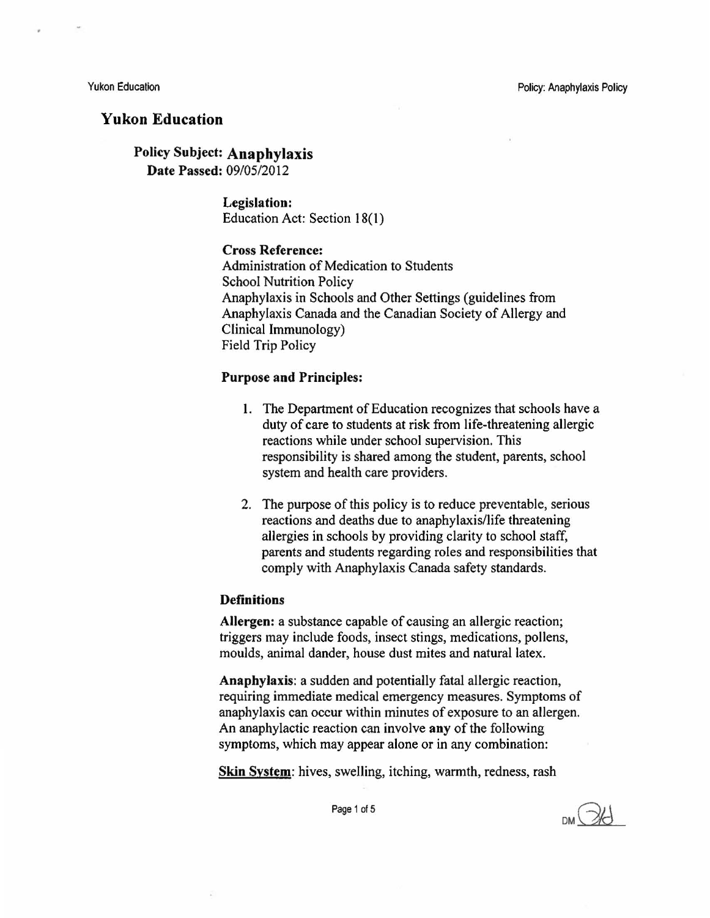# Yukon Education

**Policy Subject: Anaphylaxis**
**Date Passed:** 09/05/2012

**Legislation:**
Education Act: Section 18(1)

**Cross Reference:**
Administration of Medication to Students
School Nutrition Policy
Anaphylaxis in Schools and Other Settings (guidelines from Anaphylaxis Canada and the Canadian Society of Allergy and Clinical Immunology)
Field Trip Policy

## Purpose and Principles:

1. The Department of Education recognizes that schools have a duty of care to students at risk from life-threatening allergic reactions while under school supervision. This responsibility is shared among the student, parents, school system and health care providers.

2. The purpose of this policy is to reduce preventable, serious reactions and deaths due to anaphylaxis/life threatening allergies in schools by providing clarity to school staff, parents and students regarding roles and responsibilities that comply with Anaphylaxis Canada safety standards.

## Definitions

**Allergen:** a substance capable of causing an allergic reaction; triggers may include foods, insect stings, medications, pollens, moulds, animal dander, house dust mites and natural latex.

**Anaphylaxis**: a sudden and potentially fatal allergic reaction, requiring immediate medical emergency measures. Symptoms of anaphylaxis can occur within minutes of exposure to an allergen. An anaphylactic reaction can involve **any** of the following symptoms, which may appear alone or in any combination:

**Skin System**: hives, swelling, itching, warmth, redness, rash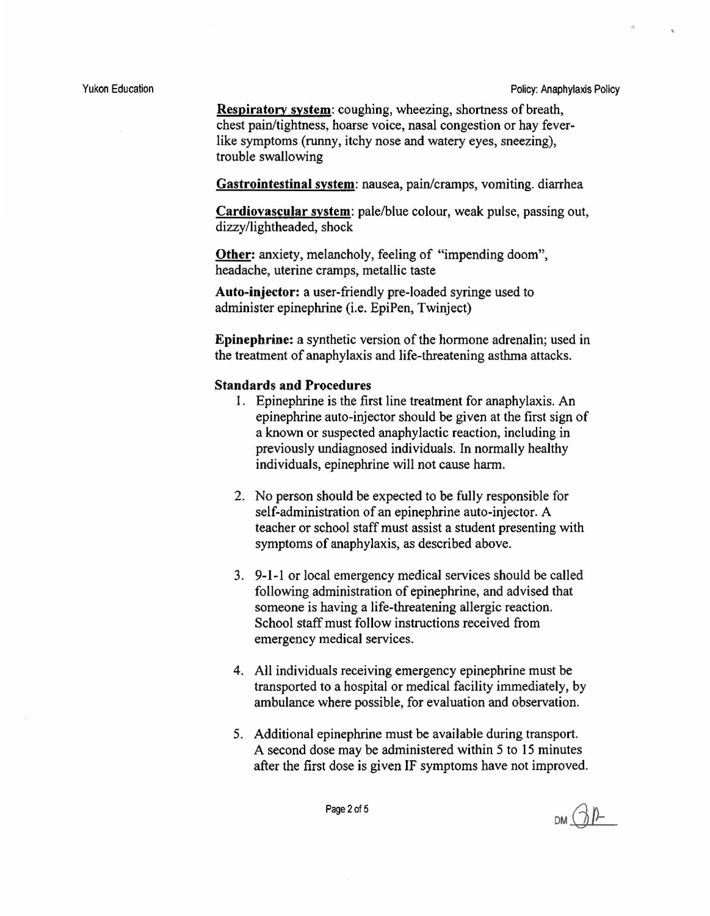**Respiratory system**: coughing, wheezing, shortness of breath, chest pain/tightness, hoarse voice, nasal congestion or hay fever-like symptoms (runny, itchy nose and watery eyes, sneezing), trouble swallowing

**Gastrointestinal system**: nausea, pain/cramps, vomiting. diarrhea

**Cardiovascular system**: pale/blue colour, weak pulse, passing out, dizzy/lightheaded, shock

**Other:** anxiety, melancholy, feeling of "impending doom", headache, uterine cramps, metallic taste

**Auto-injector:** a user-friendly pre-loaded syringe used to administer epinephrine (i.e. EpiPen, Twinject)

**Epinephrine:** a synthetic version of the hormone adrenalin; used in the treatment of anaphylaxis and life-threatening asthma attacks.

**Standards and Procedures**

1. Epinephrine is the first line treatment for anaphylaxis. An epinephrine auto-injector should be given at the first sign of a known or suspected anaphylactic reaction, including in previously undiagnosed individuals. In normally healthy individuals, epinephrine will not cause harm.

2. No person should be expected to be fully responsible for self-administration of an epinephrine auto-injector. A teacher or school staff must assist a student presenting with symptoms of anaphylaxis, as described above.

3. 9-1-1 or local emergency medical services should be called following administration of epinephrine, and advised that someone is having a life-threatening allergic reaction. School staff must follow instructions received from emergency medical services.

4. All individuals receiving emergency epinephrine must be transported to a hospital or medical facility immediately, by ambulance where possible, for evaluation and observation.

5. Additional epinephrine must be available during transport. A second dose may be administered within 5 to 15 minutes after the first dose is given IF symptoms have not improved.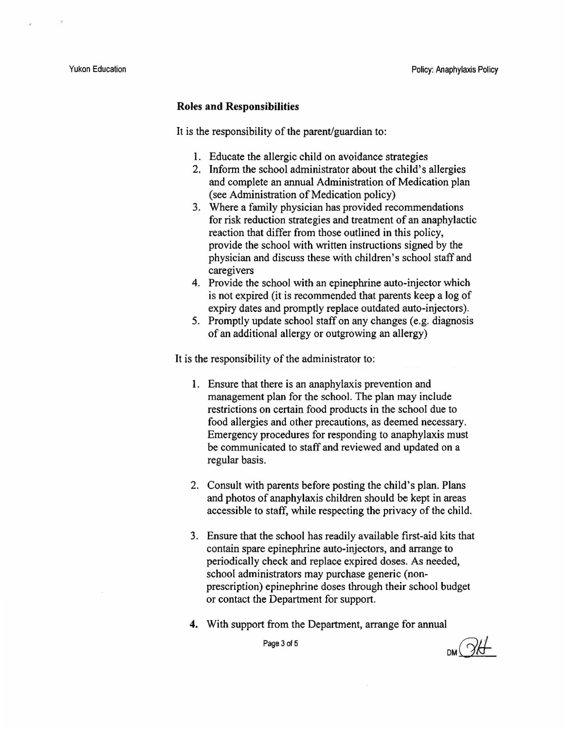**Roles and Responsibilities**

It is the responsibility of the parent/guardian to:

1. Educate the allergic child on avoidance strategies
2. Inform the school administrator about the child's allergies and complete an annual Administration of Medication plan (see Administration of Medication policy)
3. Where a family physician has provided recommendations for risk reduction strategies and treatment of an anaphylactic reaction that differ from those outlined in this policy, provide the school with written instructions signed by the physician and discuss these with children's school staff and caregivers
4. Provide the school with an epinephrine auto-injector which is not expired (it is recommended that parents keep a log of expiry dates and promptly replace outdated auto-injectors).
5. Promptly update school staff on any changes (e.g. diagnosis of an additional allergy or outgrowing an allergy)

It is the responsibility of the administrator to:

1. Ensure that there is an anaphylaxis prevention and management plan for the school. The plan may include restrictions on certain food products in the school due to food allergies and other precautions, as deemed necessary. Emergency procedures for responding to anaphylaxis must be communicated to staff and reviewed and updated on a regular basis.

2. Consult with parents before posting the child's plan. Plans and photos of anaphylaxis children should be kept in areas accessible to staff, while respecting the privacy of the child.

3. Ensure that the school has readily available first-aid kits that contain spare epinephrine auto-injectors, and arrange to periodically check and replace expired doses. As needed, school administrators may purchase generic (non-prescription) epinephrine doses through their school budget or contact the Department for support.

4. With support from the Department, arrange for annual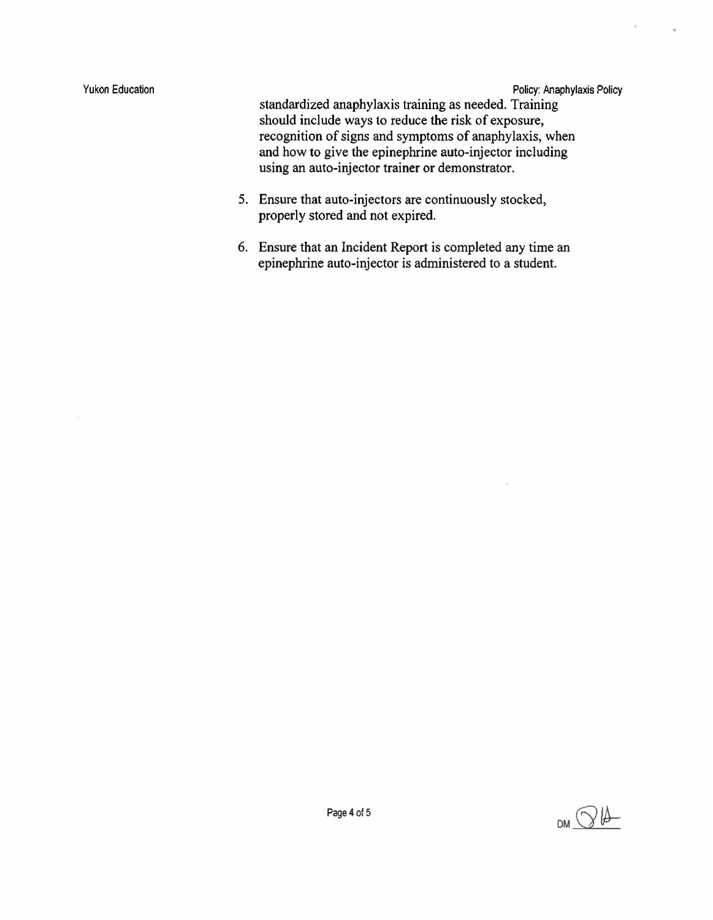standardized anaphylaxis training as needed. Training should include ways to reduce the risk of exposure, recognition of signs and symptoms of anaphylaxis, when and how to give the epinephrine auto-injector including using an auto-injector trainer or demonstrator.

5. Ensure that auto-injectors are continuously stocked, properly stored and not expired.

6. Ensure that an Incident Report is completed any time an epinephrine auto-injector is administered to a student.